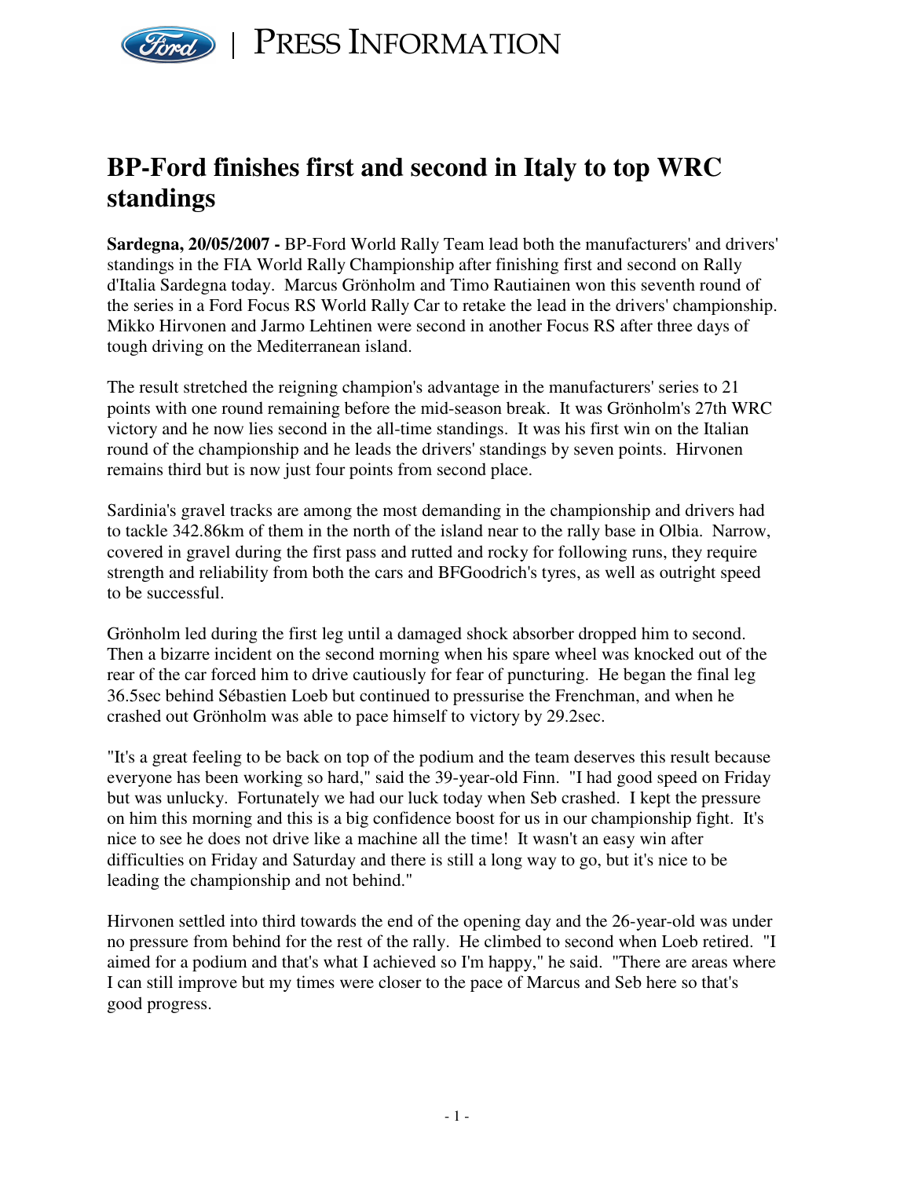# BP-Ford finishes first and second in Italy to top WRC standings

**Sardegna, 20/05/2007 -** BP-Ford World Rally Team lead both the manufacturers' and drivers' standings in the FIA World Rally Championship after finishing first and second on Rally d'Italia Sardegna today. Marcus Grönholm and Timo Rautiainen won this seventh round of the series in a Ford Focus RS World Rally Car to retake the lead in the drivers' championship. Mikko Hirvonen and Jarmo Lehtinen were second in another Focus RS after three days of tough driving on the Mediterranean island.

The result stretched the reigning champion's advantage in the manufacturers' series to 21 points with one round remaining before the mid-season break. It was Grönholm's 27th WRC victory and he now lies second in the all-time standings. It was his first win on the Italian round of the championship and he leads the drivers' standings by seven points. Hirvonen remains third but is now just four points from second place.

Sardinia's gravel tracks are among the most demanding in the championship and drivers had to tackle 342.86km of them in the north of the island near to the rally base in Olbia. Narrow, covered in gravel during the first pass and rutted and rocky for following runs, they require strength and reliability from both the cars and BFGoodrich's tyres, as well as outright speed to be successful.

Grönholm led during the first leg until a damaged shock absorber dropped him to second. Then a bizarre incident on the second morning when his spare wheel was knocked out of the rear of the car forced him to drive cautiously for fear of puncturing. He began the final leg 36.5sec behind Sébastien Loeb but continued to pressurise the Frenchman, and when he crashed out Grönholm was able to pace himself to victory by 29.2sec.

"It's a great feeling to be back on top of the podium and the team deserves this result because everyone has been working so hard," said the 39-year-old Finn. "I had good speed on Friday but was unlucky. Fortunately we had our luck today when Seb crashed. I kept the pressure on him this morning and this is a big confidence boost for us in our championship fight. It's nice to see he does not drive like a machine all the time! It wasn't an easy win after difficulties on Friday and Saturday and there is still a long way to go, but it's nice to be leading the championship and not behind."

Hirvonen settled into third towards the end of the opening day and the 26-year-old was under no pressure from behind for the rest of the rally. He climbed to second when Loeb retired. "I aimed for a podium and that's what I achieved so I'm happy," he said. "There are areas where I can still improve but my times were closer to the pace of Marcus and Seb here so that's good progress.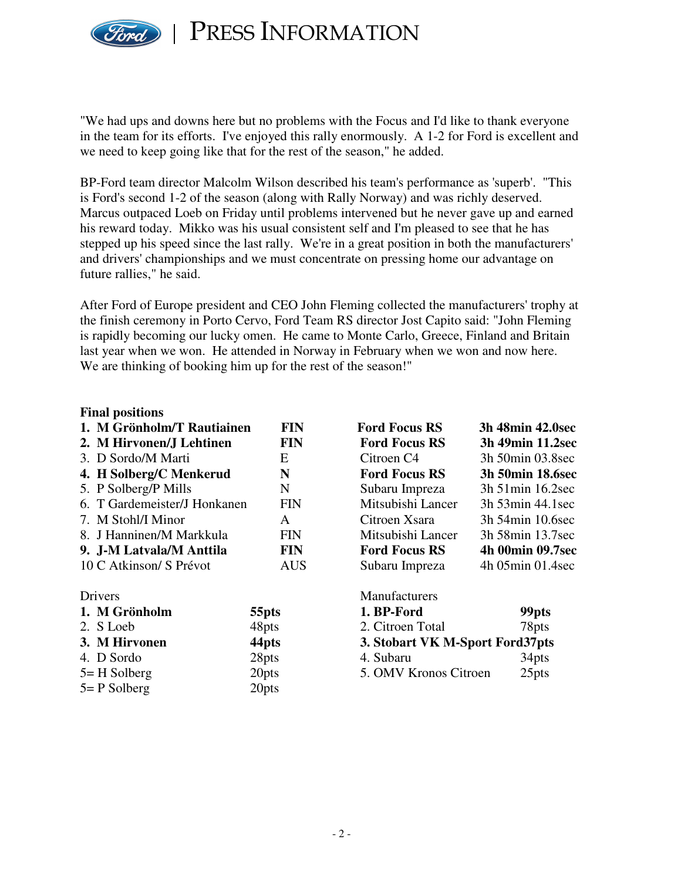"We had ups and downs here but no problems with the Focus and I'd like to thank everyone in the team for its efforts. I've enjoyed this rally enormously. A 1-2 for Ford is excellent and we need to keep going like that for the rest of the season," he added.

BP-Ford team director Malcolm Wilson described his team's performance as 'superb'. "This is Ford's second 1-2 of the season (along with Rally Norway) and was richly deserved. Marcus outpaced Loeb on Friday until problems intervened but he never gave up and earned his reward today. Mikko was his usual consistent self and I'm pleased to see that he has stepped up his speed since the last rally. We're in a great position in both the manufacturers' and drivers' championships and we must concentrate on pressing home our advantage on future rallies," he said.

After Ford of Europe president and CEO John Fleming collected the manufacturers' trophy at the finish ceremony in Porto Cervo, Ford Team RS director Jost Capito said: "John Fleming is rapidly becoming our lucky omen. He came to Monte Carlo, Greece, Finland and Britain last year when we won. He attended in Norway in February when we won and now here. We are thinking of booking him up for the rest of the season!"

**Final positions**

| Pos | Crew | Nat | Car | Time |
|---|---|---|---|---|
| **1.** | **M Grönholm/T Rautiainen** | **FIN** | **Ford Focus RS** | **3h 48min 42.0sec** |
| **2.** | **M Hirvonen/J Lehtinen** | **FIN** | **Ford Focus RS** | **3h 49min 11.2sec** |
| 3. | D Sordo/M Marti | E | Citroen C4 | 3h 50min 03.8sec |
| **4.** | **H Solberg/C Menkerud** | **N** | **Ford Focus RS** | **3h 50min 18.6sec** |
| 5. | P Solberg/P Mills | N | Subaru Impreza | 3h 51min 16.2sec |
| 6. | T Gardemeister/J Honkanen | FIN | Mitsubishi Lancer | 3h 53min 44.1sec |
| 7. | M Stohl/I Minor | A | Citroen Xsara | 3h 54min 10.6sec |
| 8. | J Hanninen/M Markkula | FIN | Mitsubishi Lancer | 3h 58min 13.7sec |
| **9.** | **J-M Latvala/M Anttila** | **FIN** | **Ford Focus RS** | **4h 00min 09.7sec** |
| 10 | C Atkinson/ S Prévot | AUS | Subaru Impreza | 4h 05min 01.4sec |

| Drivers | | Manufacturers | |
|---|---|---|---|
| **1. M Grönholm** | **55pts** | **1. BP-Ford** | **99pts** |
| 2. S Loeb | 48pts | 2. Citroen Total | 78pts |
| **3. M Hirvonen** | **44pts** | **3. Stobart VK M-Sport Ford** | **37pts** |
| 4. D Sordo | 28pts | 4. Subaru | 34pts |
| 5= H Solberg | 20pts | 5. OMV Kronos Citroen | 25pts |
| 5= P Solberg | 20pts | | |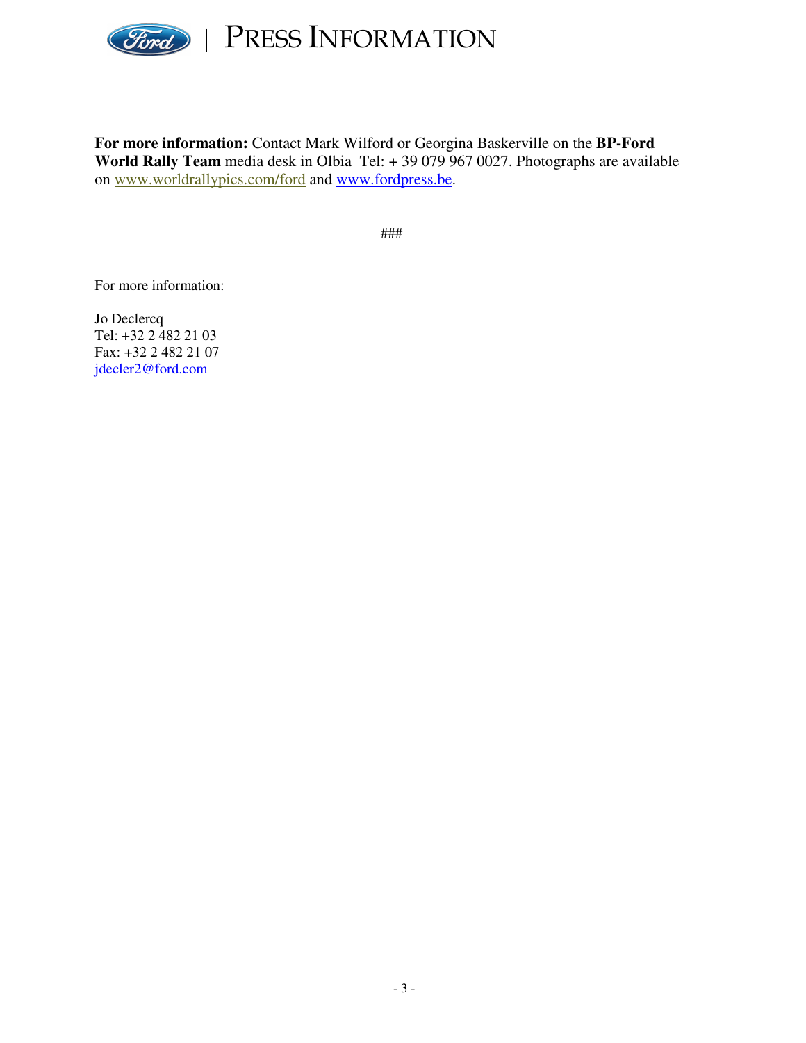**For more information:** Contact Mark Wilford or Georgina Baskerville on the **BP-Ford World Rally Team** media desk in Olbia  Tel: + 39 079 967 0027. Photographs are available on www.worldrallypics.com/ford and www.fordpress.be.

###

For more information:

Jo Declercq
Tel: +32 2 482 21 03
Fax: +32 2 482 21 07
jdecler2@ford.com